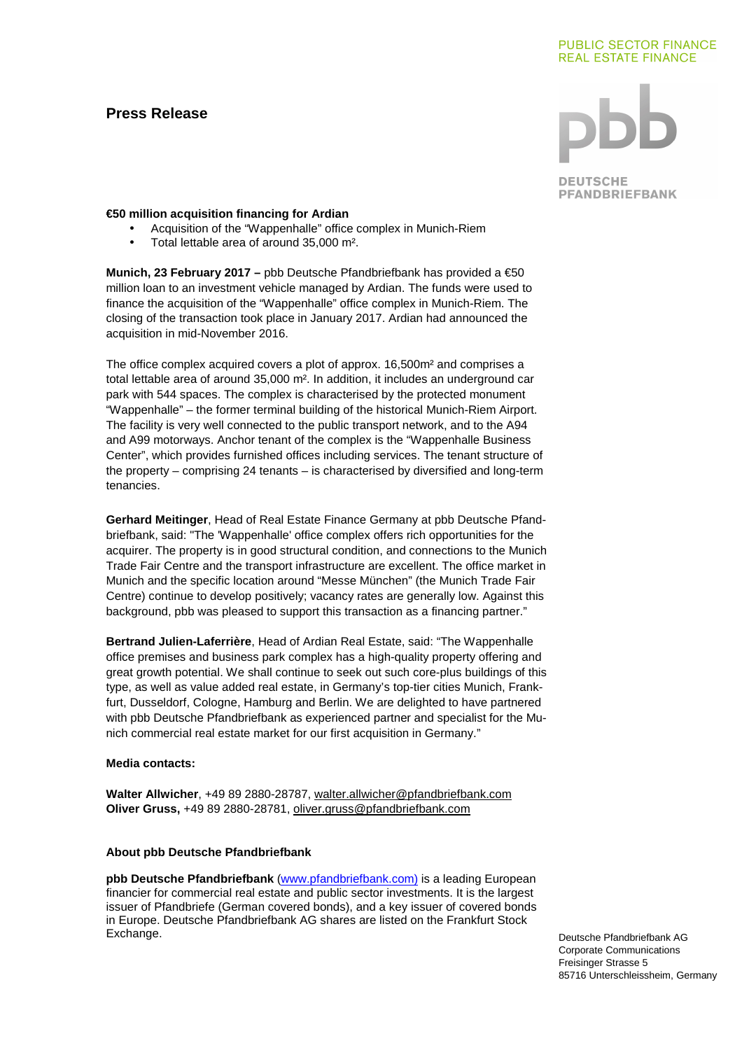PUBLIC SECTOR FINANCE
REAL ESTATE FINANCE

DEUTSCHE PFANDBRIEFBANK

# Press Release

**€50 million acquisition financing for Ardian**

- Acquisition of the "Wappenhalle" office complex in Munich-Riem
- Total lettable area of around 35,000 m².

**Munich, 23 February 2017 –** pbb Deutsche Pfandbriefbank has provided a €50 million loan to an investment vehicle managed by Ardian. The funds were used to finance the acquisition of the "Wappenhalle" office complex in Munich-Riem. The closing of the transaction took place in January 2017. Ardian had announced the acquisition in mid-November 2016.

The office complex acquired covers a plot of approx. 16,500m² and comprises a total lettable area of around 35,000 m². In addition, it includes an underground car park with 544 spaces. The complex is characterised by the protected monument "Wappenhalle" – the former terminal building of the historical Munich-Riem Airport. The facility is very well connected to the public transport network, and to the A94 and A99 motorways. Anchor tenant of the complex is the "Wappenhalle Business Center", which provides furnished offices including services. The tenant structure of the property – comprising 24 tenants – is characterised by diversified and long-term tenancies.

**Gerhard Meitinger**, Head of Real Estate Finance Germany at pbb Deutsche Pfandbriefbank, said: "The 'Wappenhalle' office complex offers rich opportunities for the acquirer. The property is in good structural condition, and connections to the Munich Trade Fair Centre and the transport infrastructure are excellent. The office market in Munich and the specific location around "Messe München" (the Munich Trade Fair Centre) continue to develop positively; vacancy rates are generally low. Against this background, pbb was pleased to support this transaction as a financing partner."

**Bertrand Julien-Laferrière**, Head of Ardian Real Estate, said: "The Wappenhalle office premises and business park complex has a high-quality property offering and great growth potential. We shall continue to seek out such core-plus buildings of this type, as well as value added real estate, in Germany's top-tier cities Munich, Frankfurt, Dusseldorf, Cologne, Hamburg and Berlin. We are delighted to have partnered with pbb Deutsche Pfandbriefbank as experienced partner and specialist for the Munich commercial real estate market for our first acquisition in Germany."

**Media contacts:**

**Walter Allwicher**, +49 89 2880-28787, walter.allwicher@pfandbriefbank.com
**Oliver Gruss,** +49 89 2880-28781, oliver.gruss@pfandbriefbank.com

**About pbb Deutsche Pfandbriefbank**

**pbb Deutsche Pfandbriefbank** (www.pfandbriefbank.com) is a leading European financier for commercial real estate and public sector investments. It is the largest issuer of Pfandbriefe (German covered bonds), and a key issuer of covered bonds in Europe. Deutsche Pfandbriefbank AG shares are listed on the Frankfurt Stock Exchange.

Deutsche Pfandbriefbank AG
Corporate Communications
Freisinger Strasse 5
85716 Unterschleissheim, Germany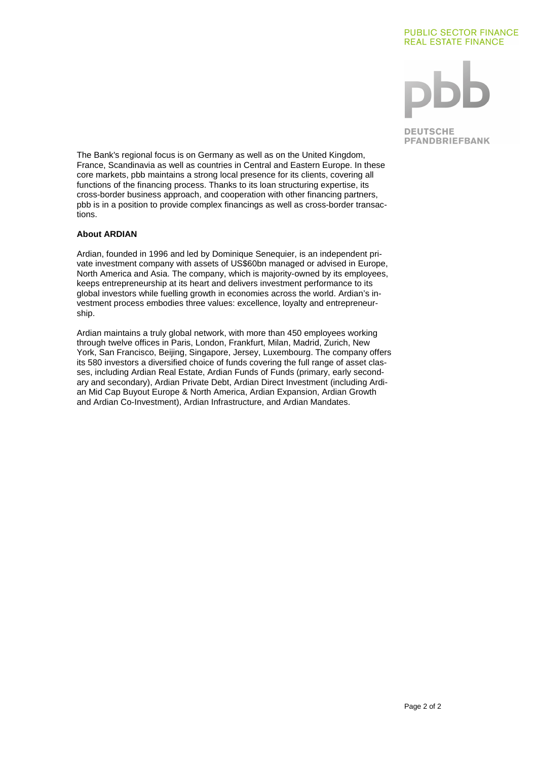The Bank's regional focus is on Germany as well as on the United Kingdom, France, Scandinavia as well as countries in Central and Eastern Europe. In these core markets, pbb maintains a strong local presence for its clients, covering all functions of the financing process. Thanks to its loan structuring expertise, its cross-border business approach, and cooperation with other financing partners, pbb is in a position to provide complex financings as well as cross-border transactions.

**About ARDIAN**

Ardian, founded in 1996 and led by Dominique Senequier, is an independent private investment company with assets of US$60bn managed or advised in Europe, North America and Asia. The company, which is majority-owned by its employees, keeps entrepreneurship at its heart and delivers investment performance to its global investors while fuelling growth in economies across the world. Ardian's investment process embodies three values: excellence, loyalty and entrepreneurship.

Ardian maintains a truly global network, with more than 450 employees working through twelve offices in Paris, London, Frankfurt, Milan, Madrid, Zurich, New York, San Francisco, Beijing, Singapore, Jersey, Luxembourg. The company offers its 580 investors a diversified choice of funds covering the full range of asset classes, including Ardian Real Estate, Ardian Funds of Funds (primary, early secondary and secondary), Ardian Private Debt, Ardian Direct Investment (including Ardian Mid Cap Buyout Europe & North America, Ardian Expansion, Ardian Growth and Ardian Co-Investment), Ardian Infrastructure, and Ardian Mandates.